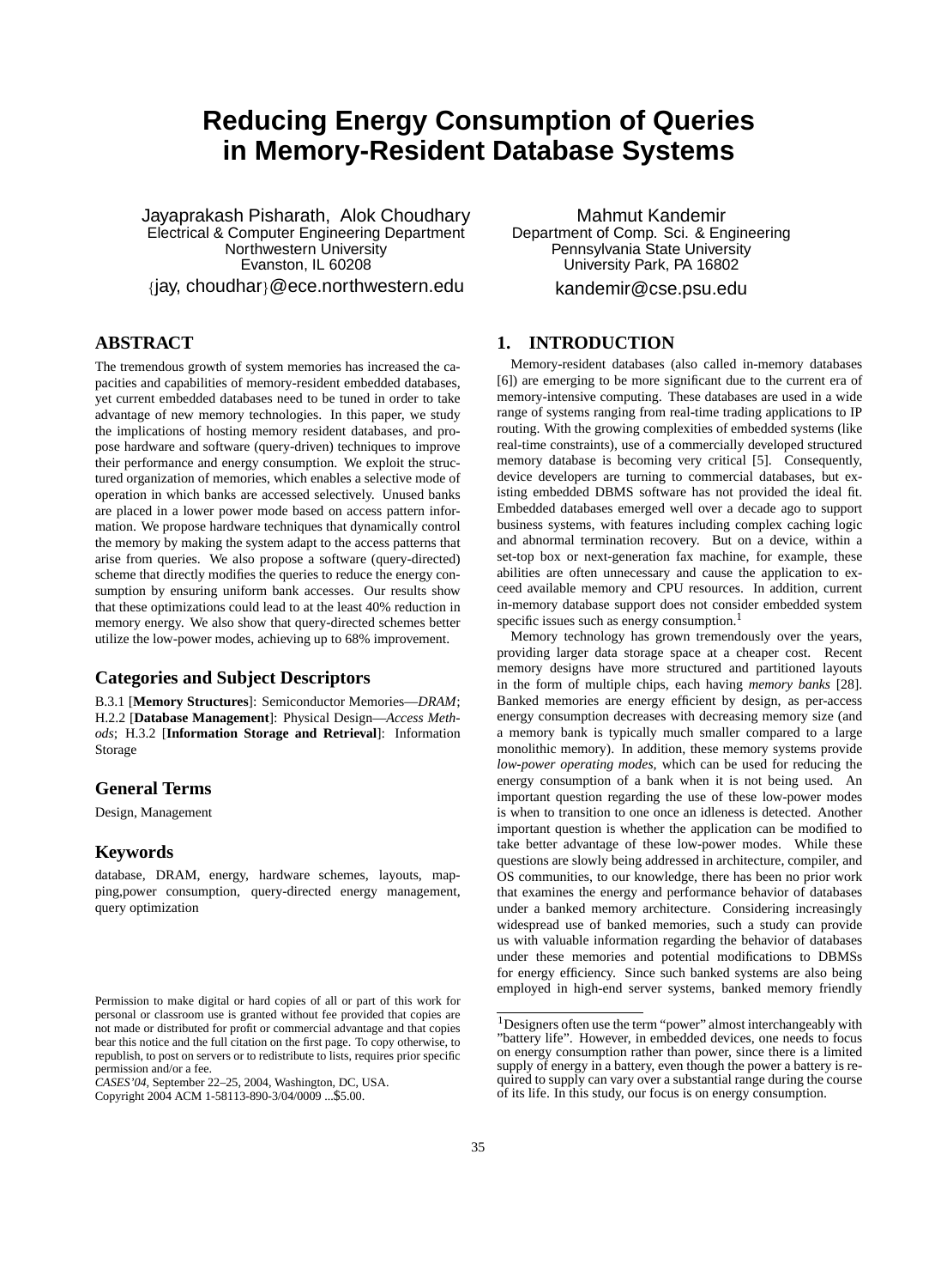# Reducing Energy Consumption of Queries in Memory-Resident Database Systems

Jayaprakash Pisharath, Alok Choudhary
Electrical & Computer Engineering Department
Northwestern University
Evanston, IL 60208
{jay, choudhar}@ece.northwestern.edu

Mahmut Kandemir
Department of Comp. Sci. & Engineering
Pennsylvania State University
University Park, PA 16802
kandemir@cse.psu.edu

## ABSTRACT

The tremendous growth of system memories has increased the capacities and capabilities of memory-resident embedded databases, yet current embedded databases need to be tuned in order to take advantage of new memory technologies. In this paper, we study the implications of hosting memory resident databases, and propose hardware and software (query-driven) techniques to improve their performance and energy consumption. We exploit the structured organization of memories, which enables a selective mode of operation in which banks are accessed selectively. Unused banks are placed in a lower power mode based on access pattern information. We propose hardware techniques that dynamically control the memory by making the system adapt to the access patterns that arise from queries. We also propose a software (query-directed) scheme that directly modifies the queries to reduce the energy consumption by ensuring uniform bank accesses. Our results show that these optimizations could lead to at the least 40% reduction in memory energy. We also show that query-directed schemes better utilize the low-power modes, achieving up to 68% improvement.

### Categories and Subject Descriptors

B.3.1 [**Memory Structures**]: Semiconductor Memories—*DRAM*; H.2.2 [**Database Management**]: Physical Design—*Access Methods*; H.3.2 [**Information Storage and Retrieval**]: Information Storage

### General Terms

Design, Management

### Keywords

database, DRAM, energy, hardware schemes, layouts, mapping,power consumption, query-directed energy management, query optimization

Permission to make digital or hard copies of all or part of this work for personal or classroom use is granted without fee provided that copies are not made or distributed for profit or commercial advantage and that copies bear this notice and the full citation on the first page. To copy otherwise, to republish, to post on servers or to redistribute to lists, requires prior specific permission and/or a fee.
*CASES'04,* September 22–25, 2004, Washington, DC, USA.
Copyright 2004 ACM 1-58113-890-3/04/0009 ...$5.00.

## 1. INTRODUCTION

Memory-resident databases (also called in-memory databases [6]) are emerging to be more significant due to the current era of memory-intensive computing. These databases are used in a wide range of systems ranging from real-time trading applications to IP routing. With the growing complexities of embedded systems (like real-time constraints), use of a commercially developed structured memory database is becoming very critical [5]. Consequently, device developers are turning to commercial databases, but existing embedded DBMS software has not provided the ideal fit. Embedded databases emerged well over a decade ago to support business systems, with features including complex caching logic and abnormal termination recovery. But on a device, within a set-top box or next-generation fax machine, for example, these abilities are often unnecessary and cause the application to exceed available memory and CPU resources. In addition, current in-memory database support does not consider embedded system specific issues such as energy consumption.[1]

Memory technology has grown tremendously over the years, providing larger data storage space at a cheaper cost. Recent memory designs have more structured and partitioned layouts in the form of multiple chips, each having *memory banks* [28]. Banked memories are energy efficient by design, as per-access energy consumption decreases with decreasing memory size (and a memory bank is typically much smaller compared to a large monolithic memory). In addition, these memory systems provide *low-power operating modes,* which can be used for reducing the energy consumption of a bank when it is not being used. An important question regarding the use of these low-power modes is when to transition to one once an idleness is detected. Another important question is whether the application can be modified to take better advantage of these low-power modes. While these questions are slowly being addressed in architecture, compiler, and OS communities, to our knowledge, there has been no prior work that examines the energy and performance behavior of databases under a banked memory architecture. Considering increasingly widespread use of banked memories, such a study can provide us with valuable information regarding the behavior of databases under these memories and potential modifications to DBMSs for energy efficiency. Since such banked systems are also being employed in high-end server systems, banked memory friendly

[1] Designers often use the term "power" almost interchangeably with "battery life". However, in embedded devices, one needs to focus on energy consumption rather than power, since there is a limited supply of energy in a battery, even though the power a battery is required to supply can vary over a substantial range during the course of its life. In this study, our focus is on energy consumption.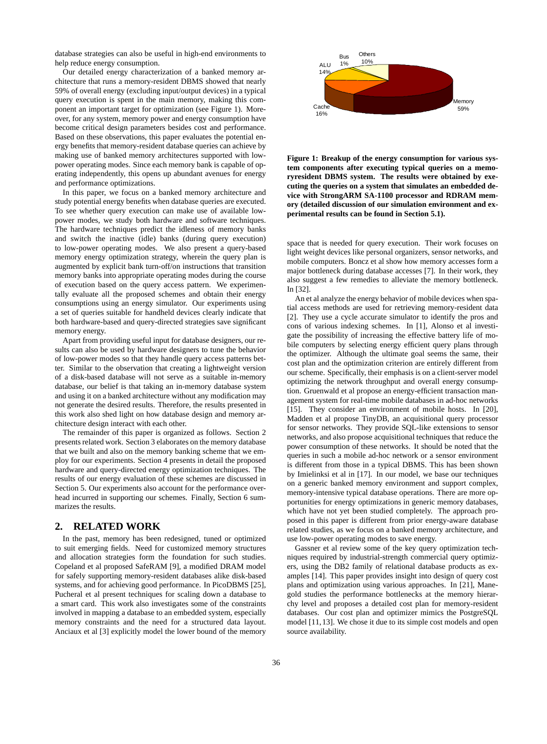database strategies can also be useful in high-end environments to help reduce energy consumption.

Our detailed energy characterization of a banked memory architecture that runs a memory-resident DBMS showed that nearly 59% of overall energy (excluding input/output devices) in a typical query execution is spent in the main memory, making this component an important target for optimization (see Figure 1). Moreover, for any system, memory power and energy consumption have become critical design parameters besides cost and performance. Based on these observations, this paper evaluates the potential energy benefits that memory-resident database queries can achieve by making use of banked memory architectures supported with low-power operating modes. Since each memory bank is capable of operating independently, this opens up abundant avenues for energy and performance optimizations.

In this paper, we focus on a banked memory architecture and study potential energy benefits when database queries are executed. To see whether query execution can make use of available low-power modes, we study both hardware and software techniques. The hardware techniques predict the idleness of memory banks and switch the inactive (idle) banks (during query execution) to low-power operating modes. We also present a query-based memory energy optimization strategy, wherein the query plan is augmented by explicit bank turn-off/on instructions that transition memory banks into appropriate operating modes during the course of execution based on the query access pattern. We experimentally evaluate all the proposed schemes and obtain their energy consumptions using an energy simulator. Our experiments using a set of queries suitable for handheld devices clearly indicate that both hardware-based and query-directed strategies save significant memory energy.

Apart from providing useful input for database designers, our results can also be used by hardware designers to tune the behavior of low-power modes so that they handle query access patterns better. Similar to the observation that creating a lightweight version of a disk-based database will not serve as a suitable in-memory database, our belief is that taking an in-memory database system and using it on a banked architecture without any modification may not generate the desired results. Therefore, the results presented in this work also shed light on how database design and memory architecture design interact with each other.

The remainder of this paper is organized as follows. Section 2 presents related work. Section 3 elaborates on the memory database that we built and also on the memory banking scheme that we employ for our experiments. Section 4 presents in detail the proposed hardware and query-directed energy optimization techniques. The results of our energy evaluation of these schemes are discussed in Section 5. Our experiments also account for the performance overhead incurred in supporting our schemes. Finally, Section 6 summarizes the results.

## 2. RELATED WORK

In the past, memory has been redesigned, tuned or optimized to suit emerging fields. Need for customized memory structures and allocation strategies form the foundation for such studies. Copeland et al proposed SafeRAM [9], a modified DRAM model for safely supporting memory-resident databases alike disk-based systems, and for achieving good performance. In PicoDBMS [25], Pucheral et al present techniques for scaling down a database to a smart card. This work also investigates some of the constraints involved in mapping a database to an embedded system, especially memory constraints and the need for a structured data layout. Anciaux et al [3] explicitly model the lower bound of the memory space that is needed for query execution. Their work focuses on light weight devices like personal organizers, sensor networks, and mobile computers. Boncz et al show how memory accesses form a major bottleneck during database accesses [7]. In their work, they also suggest a few remedies to alleviate the memory bottleneck. In [32].

Bus 1%
Others 10%
ALU 14%
Cache 16%
Memory 59%

**Figure 1: Breakup of the energy consumption for various system components after executing typical queries on a memoryresident DBMS system. The results were obtained by executing the queries on a system that simulates an embedded device with StrongARM SA-1100 processor and RDRAM memory (detailed discussion of our simulation environment and experimental results can be found in Section 5.1).**

An et al analyze the energy behavior of mobile devices when spatial access methods are used for retrieving memory-resident data [2]. They use a cycle accurate simulator to identify the pros and cons of various indexing schemes. In [1], Alonso et al investigate the possibility of increasing the effective battery life of mobile computers by selecting energy efficient query plans through the optimizer. Although the ultimate goal seems the same, their cost plan and the optimization criterion are entirely different from our scheme. Specifically, their emphasis is on a client-server model optimizing the network throughput and overall energy consumption. Gruenwald et al propose an energy-efficient transaction management system for real-time mobile databases in ad-hoc networks [15]. They consider an environment of mobile hosts. In [20], Madden et al propose TinyDB, an acquisitional query processor for sensor networks. They provide SQL-like extensions to sensor networks, and also propose acquisitional techniques that reduce the power consumption of these networks. It should be noted that the queries in such a mobile ad-hoc network or a sensor environment is different from those in a typical DBMS. This has been shown by Imielinksi et al in [17]. In our model, we base our techniques on a generic banked memory environment and support complex, memory-intensive typical database operations. There are more opportunities for energy optimizations in generic memory databases, which have not yet been studied completely. The approach proposed in this paper is different from prior energy-aware database related studies, as we focus on a banked memory architecture, and use low-power operating modes to save energy.

Gassner et al review some of the key query optimization techniques required by industrial-strength commercial query optimizers, using the DB2 family of relational database products as examples [14]. This paper provides insight into design of query cost plans and optimization using various approaches. In [21], Manegold studies the performance bottlenecks at the memory hierarchy level and proposes a detailed cost plan for memory-resident databases. Our cost plan and optimizer mimics the PostgreSQL model [11, 13]. We chose it due to its simple cost models and open source availability.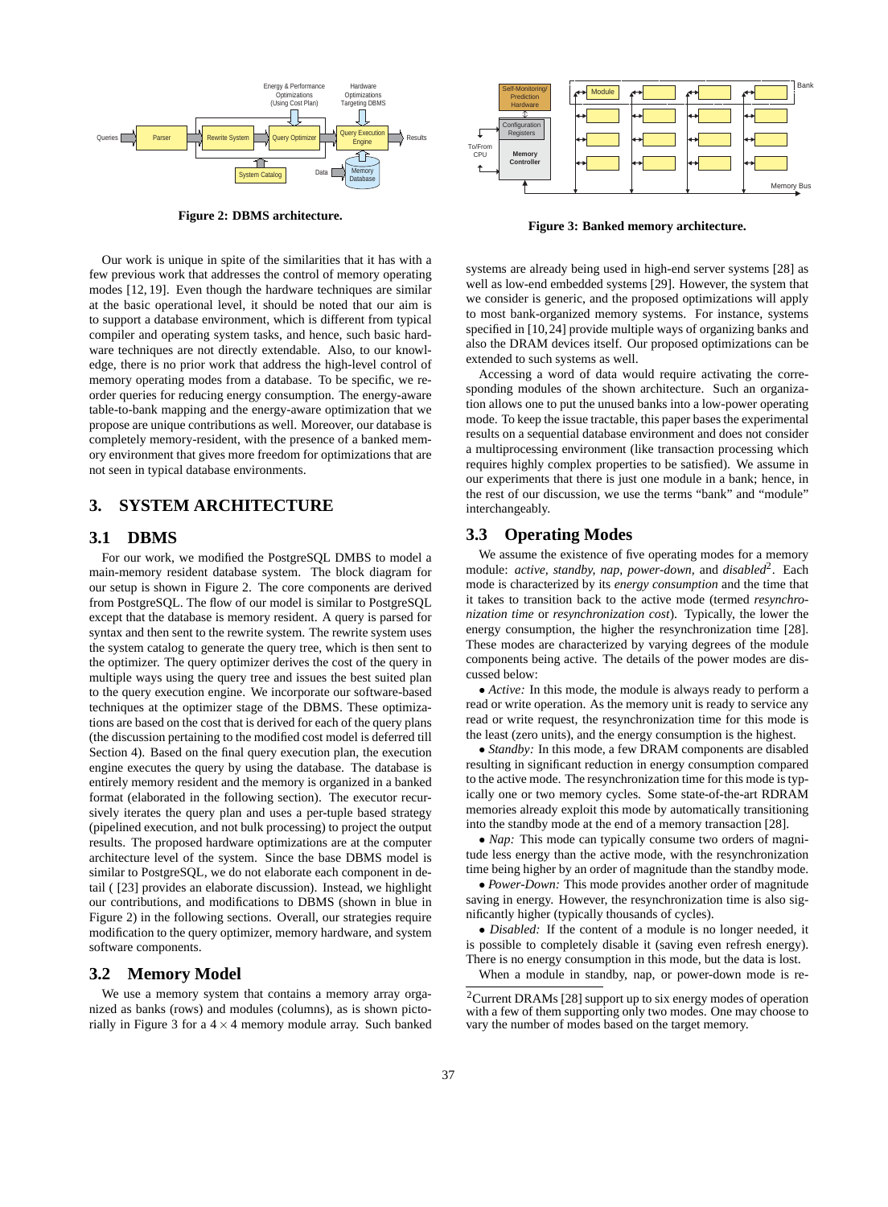Queries
Parser
Rewrite System
Query Optimizer
Query Execution Engine
Results
Energy & Performance Optimizations (Using Cost Plan)
Hardware Optimizations Targeting DBMS
System Catalog
Data
Memory Database

**Figure 2: DBMS architecture.**

Self-Monitoring/ Prediction Hardware
Configuration Registers
Memory Controller
To/From CPU
Module
Bank
Memory Bus

**Figure 3: Banked memory architecture.**

Our work is unique in spite of the similarities that it has with a few previous work that addresses the control of memory operating modes [12, 19]. Even though the hardware techniques are similar at the basic operational level, it should be noted that our aim is to support a database environment, which is different from typical compiler and operating system tasks, and hence, such basic hardware techniques are not directly extendable. Also, to our knowledge, there is no prior work that address the high-level control of memory operating modes from a database. To be specific, we reorder queries for reducing energy consumption. The energy-aware table-to-bank mapping and the energy-aware optimization that we propose are unique contributions as well. Moreover, our database is completely memory-resident, with the presence of a banked memory environment that gives more freedom for optimizations that are not seen in typical database environments.

## 3. SYSTEM ARCHITECTURE

### 3.1 DBMS

For our work, we modified the PostgreSQL DMBS to model a main-memory resident database system. The block diagram for our setup is shown in Figure 2. The core components are derived from PostgreSQL. The flow of our model is similar to PostgreSQL except that the database is memory resident. A query is parsed for syntax and then sent to the rewrite system. The rewrite system uses the system catalog to generate the query tree, which is then sent to the optimizer. The query optimizer derives the cost of the query in multiple ways using the query tree and issues the best suited plan to the query execution engine. We incorporate our software-based techniques at the optimizer stage of the DBMS. These optimizations are based on the cost that is derived for each of the query plans (the discussion pertaining to the modified cost model is deferred till Section 4). Based on the final query execution plan, the execution engine executes the query by using the database. The database is entirely memory resident and the memory is organized in a banked format (elaborated in the following section). The executor recursively iterates the query plan and uses a per-tuple based strategy (pipelined execution, and not bulk processing) to project the output results. The proposed hardware optimizations are at the computer architecture level of the system. Since the base DBMS model is similar to PostgreSQL, we do not elaborate each component in detail ( [23] provides an elaborate discussion). Instead, we highlight our contributions, and modifications to DBMS (shown in blue in Figure 2) in the following sections. Overall, our strategies require modification to the query optimizer, memory hardware, and system software components.

### 3.2 Memory Model

We use a memory system that contains a memory array organized as banks (rows) and modules (columns), as is shown pictorially in Figure 3 for a $4 \times 4$ memory module array. Such banked systems are already being used in high-end server systems [28] as well as low-end embedded systems [29]. However, the system that we consider is generic, and the proposed optimizations will apply to most bank-organized memory systems. For instance, systems specified in [10,24] provide multiple ways of organizing banks and also the DRAM devices itself. Our proposed optimizations can be extended to such systems as well.

Accessing a word of data would require activating the corresponding modules of the shown architecture. Such an organization allows one to put the unused banks into a low-power operating mode. To keep the issue tractable, this paper bases the experimental results on a sequential database environment and does not consider a multiprocessing environment (like transaction processing which requires highly complex properties to be satisfied). We assume in our experiments that there is just one module in a bank; hence, in the rest of our discussion, we use the terms "bank" and "module" interchangeably.

### 3.3 Operating Modes

We assume the existence of five operating modes for a memory module: *active, standby, nap, power-down,* and *disabled*[2]. Each mode is characterized by its *energy consumption* and the time that it takes to transition back to the active mode (termed *resynchronization time* or *resynchronization cost*). Typically, the lower the energy consumption, the higher the resynchronization time [28]. These modes are characterized by varying degrees of the module components being active. The details of the power modes are discussed below:

- *Active:* In this mode, the module is always ready to perform a read or write operation. As the memory unit is ready to service any read or write request, the resynchronization time for this mode is the least (zero units), and the energy consumption is the highest.
- *Standby:* In this mode, a few DRAM components are disabled resulting in significant reduction in energy consumption compared to the active mode. The resynchronization time for this mode is typically one or two memory cycles. Some state-of-the-art RDRAM memories already exploit this mode by automatically transitioning into the standby mode at the end of a memory transaction [28].
- *Nap:* This mode can typically consume two orders of magnitude less energy than the active mode, with the resynchronization time being higher by an order of magnitude than the standby mode.
- *Power-Down:* This mode provides another order of magnitude saving in energy. However, the resynchronization time is also significantly higher (typically thousands of cycles).
- *Disabled:* If the content of a module is no longer needed, it is possible to completely disable it (saving even refresh energy). There is no energy consumption in this mode, but the data is lost.

When a module in standby, nap, or power-down mode is re-

[2] Current DRAMs [28] support up to six energy modes of operation with a few of them supporting only two modes. One may choose to vary the number of modes based on the target memory.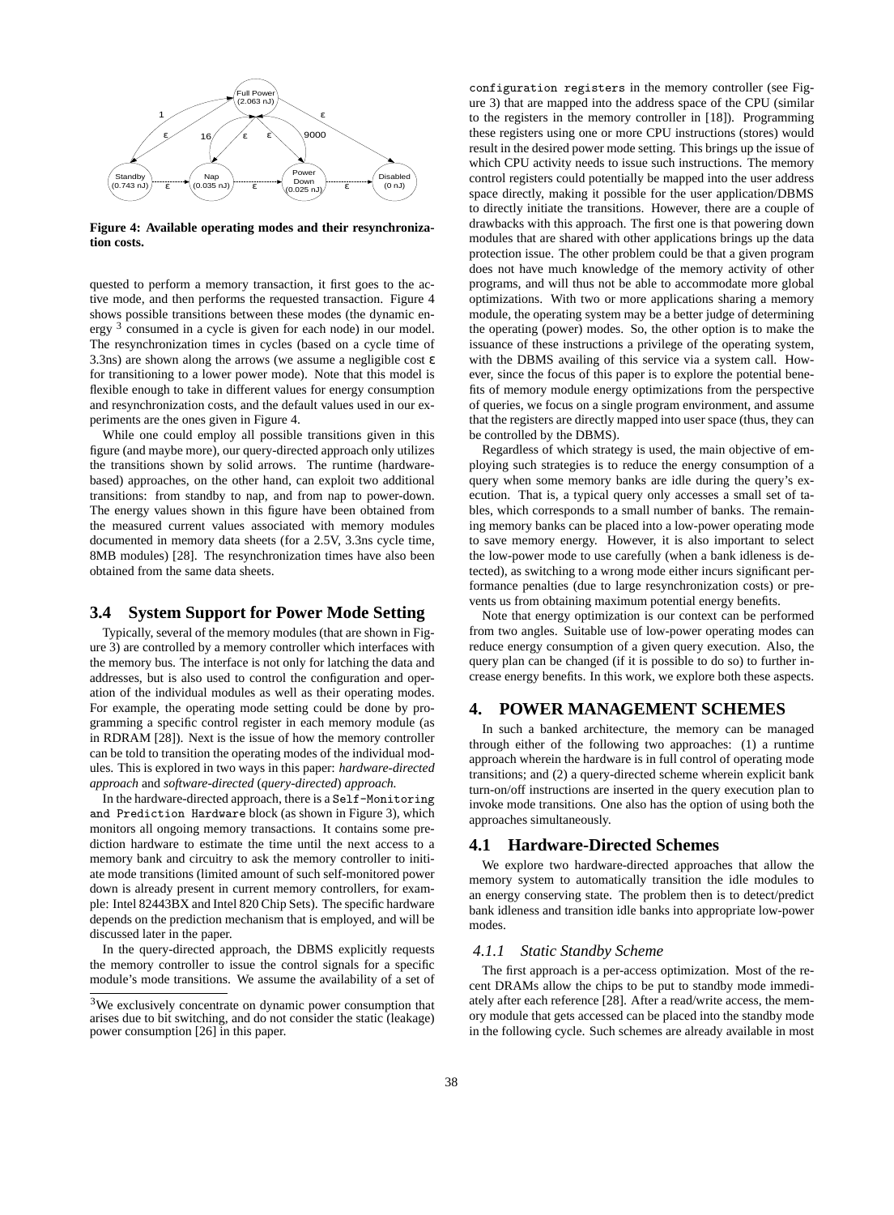Full Power
(2.063 nJ)

Standby
(0.743 nJ)

Nap
(0.035 nJ)

Power
Down
(0.025 nJ)

Disabled
(0 nJ)

1

16

9000

ε

ε

ε

ε

ε

ε

ε

ε

**Figure 4: Available operating modes and their resynchronization costs.**

quested to perform a memory transaction, it first goes to the active mode, and then performs the requested transaction. Figure 4 shows possible transitions between these modes (the dynamic energy [3] consumed in a cycle is given for each node) in our model. The resynchronization times in cycles (based on a cycle time of 3.3ns) are shown along the arrows (we assume a negligible cost $\epsilon$ for transitioning to a lower power mode). Note that this model is flexible enough to take in different values for energy consumption and resynchronization costs, and the default values used in our experiments are the ones given in Figure 4.

While one could employ all possible transitions given in this figure (and maybe more), our query-directed approach only utilizes the transitions shown by solid arrows. The runtime (hardware-based) approaches, on the other hand, can exploit two additional transitions: from standby to nap, and from nap to power-down. The energy values shown in this figure have been obtained from the measured current values associated with memory modules documented in memory data sheets (for a 2.5V, 3.3ns cycle time, 8MB modules) [28]. The resynchronization times have also been obtained from the same data sheets.

## 3.4 System Support for Power Mode Setting

Typically, several of the memory modules (that are shown in Figure 3) are controlled by a memory controller which interfaces with the memory bus. The interface is not only for latching the data and addresses, but is also used to control the configuration and operation of the individual modules as well as their operating modes. For example, the operating mode setting could be done by programming a specific control register in each memory module (as in RDRAM [28]). Next is the issue of how the memory controller can be told to transition the operating modes of the individual modules. This is explored in two ways in this paper: *hardware-directed approach* and *software-directed* (*query-directed*) *approach.*

In the hardware-directed approach, there is a `Self-Monitoring and Prediction Hardware` block (as shown in Figure 3), which monitors all ongoing memory transactions. It contains some prediction hardware to estimate the time until the next access to a memory bank and circuitry to ask the memory controller to initiate mode transitions (limited amount of such self-monitored power down is already present in current memory controllers, for example: Intel 82443BX and Intel 820 Chip Sets). The specific hardware depends on the prediction mechanism that is employed, and will be discussed later in the paper.

In the query-directed approach, the DBMS explicitly requests the memory controller to issue the control signals for a specific module's mode transitions. We assume the availability of a set of `configuration registers` in the memory controller (see Figure 3) that are mapped into the address space of the CPU (similar to the registers in the memory controller in [18]). Programming these registers using one or more CPU instructions (stores) would result in the desired power mode setting. This brings up the issue of which CPU activity needs to issue such instructions. The memory control registers could potentially be mapped into the user address space directly, making it possible for the user application/DBMS to directly initiate the transitions. However, there are a couple of drawbacks with this approach. The first one is that powering down modules that are shared with other applications brings up the data protection issue. The other problem could be that a given program does not have much knowledge of the memory activity of other programs, and will thus not be able to accommodate more global optimizations. With two or more applications sharing a memory module, the operating system may be a better judge of determining the operating (power) modes. So, the other option is to make the issuance of these instructions a privilege of the operating system, with the DBMS availing of this service via a system call. However, since the focus of this paper is to explore the potential benefits of memory module energy optimizations from the perspective of queries, we focus on a single program environment, and assume that the registers are directly mapped into user space (thus, they can be controlled by the DBMS).

Regardless of which strategy is used, the main objective of employing such strategies is to reduce the energy consumption of a query when some memory banks are idle during the query's execution. That is, a typical query only accesses a small set of tables, which corresponds to a small number of banks. The remaining memory banks can be placed into a low-power operating mode to save memory energy. However, it is also important to select the low-power mode to use carefully (when a bank idleness is detected), as switching to a wrong mode either incurs significant performance penalties (due to large resynchronization costs) or prevents us from obtaining maximum potential energy benefits.

Note that energy optimization is our context can be performed from two angles. Suitable use of low-power operating modes can reduce energy consumption of a given query execution. Also, the query plan can be changed (if it is possible to do so) to further increase energy benefits. In this work, we explore both these aspects.

# 4. POWER MANAGEMENT SCHEMES

In such a banked architecture, the memory can be managed through either of the following two approaches: (1) a runtime approach wherein the hardware is in full control of operating mode transitions; and (2) a query-directed scheme wherein explicit bank turn-on/off instructions are inserted in the query execution plan to invoke mode transitions. One also has the option of using both the approaches simultaneously.

## 4.1 Hardware-Directed Schemes

We explore two hardware-directed approaches that allow the memory system to automatically transition the idle modules to an energy conserving state. The problem then is to detect/predict bank idleness and transition idle banks into appropriate low-power modes.

### *4.1.1 Static Standby Scheme*

The first approach is a per-access optimization. Most of the recent DRAMs allow the chips to be put to standby mode immediately after each reference [28]. After a read/write access, the memory module that gets accessed can be placed into the standby mode in the following cycle. Such schemes are already available in most

[3] We exclusively concentrate on dynamic power consumption that arises due to bit switching, and do not consider the static (leakage) power consumption [26] in this paper.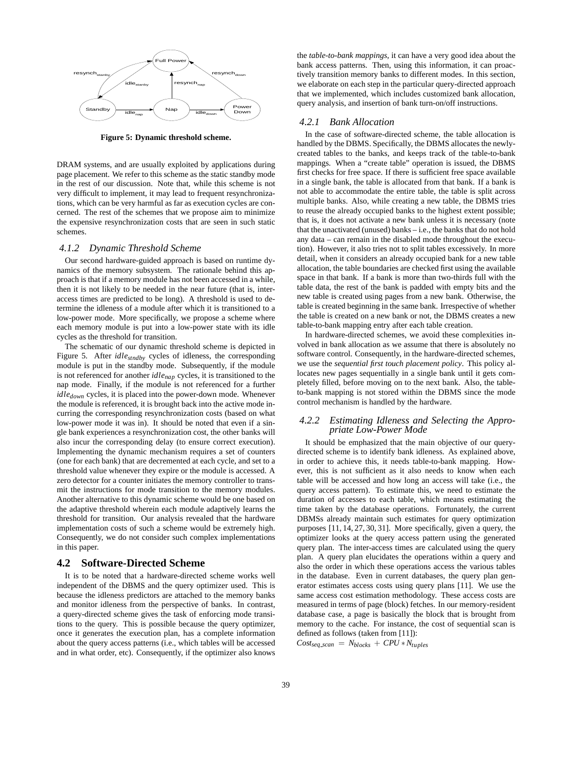Full Power

resynch$_{stanby}$

idle$_{stanby}$

resynch$_{nap}$

resynch$_{down}$

Standby

idle$_{nap}$

Nap

idle$_{down}$

Power Down

**Figure 5: Dynamic threshold scheme.**

DRAM systems, and are usually exploited by applications during page placement. We refer to this scheme as the static standby mode in the rest of our discussion. Note that, while this scheme is not very difficult to implement, it may lead to frequent resynchronizations, which can be very harmful as far as execution cycles are concerned. The rest of the schemes that we propose aim to minimize the expensive resynchronization costs that are seen in such static schemes.

### *4.1.2 Dynamic Threshold Scheme*

Our second hardware-guided approach is based on runtime dynamics of the memory subsystem. The rationale behind this approach is that if a memory module has not been accessed in a while, then it is not likely to be needed in the near future (that is, inter-access times are predicted to be long). A threshold is used to determine the idleness of a module after which it is transitioned to a low-power mode. More specifically, we propose a scheme where each memory module is put into a low-power state with its idle cycles as the threshold for transition.

The schematic of our dynamic threshold scheme is depicted in Figure 5. After $idle_{stndby}$ cycles of idleness, the corresponding module is put in the standby mode. Subsequently, if the module is not referenced for another $idle_{nap}$ cycles, it is transitioned to the nap mode. Finally, if the module is not referenced for a further $idle_{down}$ cycles, it is placed into the power-down mode. Whenever the module is referenced, it is brought back into the active mode incurring the corresponding resynchronization costs (based on what low-power mode it was in). It should be noted that even if a single bank experiences a resynchronization cost, the other banks will also incur the corresponding delay (to ensure correct execution). Implementing the dynamic mechanism requires a set of counters (one for each bank) that are decremented at each cycle, and set to a threshold value whenever they expire or the module is accessed. A zero detector for a counter initiates the memory controller to transmit the instructions for mode transition to the memory modules. Another alternative to this dynamic scheme would be one based on the adaptive threshold wherein each module adaptively learns the threshold for transition. Our analysis revealed that the hardware implementation costs of such a scheme would be extremely high. Consequently, we do not consider such complex implementations in this paper.

## 4.2 Software-Directed Scheme

It is to be noted that a hardware-directed scheme works well independent of the DBMS and the query optimizer used. This is because the idleness predictors are attached to the memory banks and monitor idleness from the perspective of banks. In contrast, a query-directed scheme gives the task of enforcing mode transitions to the query. This is possible because the query optimizer, once it generates the execution plan, has a complete information about the query access patterns (i.e., which tables will be accessed and in what order, etc). Consequently, if the optimizer also knows the *table-to-bank mappings*, it can have a very good idea about the bank access patterns. Then, using this information, it can proactively transition memory banks to different modes. In this section, we elaborate on each step in the particular query-directed approach that we implemented, which includes customized bank allocation, query analysis, and insertion of bank turn-on/off instructions.

### *4.2.1 Bank Allocation*

In the case of software-directed scheme, the table allocation is handled by the DBMS. Specifically, the DBMS allocates the newly-created tables to the banks, and keeps track of the table-to-bank mappings. When a "create table" operation is issued, the DBMS first checks for free space. If there is sufficient free space available in a single bank, the table is allocated from that bank. If a bank is not able to accommodate the entire table, the table is split across multiple banks. Also, while creating a new table, the DBMS tries to reuse the already occupied banks to the highest extent possible; that is, it does not activate a new bank unless it is necessary (note that the unactivated (unused) banks – i.e., the banks that do not hold any data – can remain in the disabled mode throughout the execution). However, it also tries not to split tables excessively. In more detail, when it considers an already occupied bank for a new table allocation, the table boundaries are checked first using the available space in that bank. If a bank is more than two-thirds full with the table data, the rest of the bank is padded with empty bits and the new table is created using pages from a new bank. Otherwise, the table is created beginning in the same bank. Irrespective of whether the table is created on a new bank or not, the DBMS creates a new table-to-bank mapping entry after each table creation.

In hardware-directed schemes, we avoid these complexities involved in bank allocation as we assume that there is absolutely no software control. Consequently, in the hardware-directed schemes, we use the ***sequential first touch placement policy***. This policy allocates new pages sequentially in a single bank until it gets completely filled, before moving on to the next bank. Also, the table-to-bank mapping is not stored within the DBMS since the mode control mechanism is handled by the hardware.

### *4.2.2 Estimating Idleness and Selecting the Appropriate Low-Power Mode*

It should be emphasized that the main objective of our query-directed scheme is to identify bank idleness. As explained above, in order to achieve this, it needs table-to-bank mapping. However, this is not sufficient as it also needs to know when each table will be accessed and how long an access will take (i.e., the query access pattern). To estimate this, we need to estimate the duration of accesses to each table, which means estimating the time taken by the database operations. Fortunately, the current DBMSs already maintain such estimates for query optimization purposes [11, 14, 27, 30, 31]. More specifically, given a query, the optimizer looks at the query access pattern using the generated query plan. The inter-access times are calculated using the query plan. A query plan elucidates the operations within a query and also the order in which these operations access the various tables in the database. Even in current databases, the query plan generator estimates access costs using query plans [11]. We use the same access cost estimation methodology. These access costs are measured in terms of page (block) fetches. In our memory-resident database case, a page is basically the block that is brought from memory to the cache. For instance, the cost of sequential scan is defined as follows (taken from [11]):

$Cost_{seq\_scan} = N_{blocks} + CPU * N_{tuples}$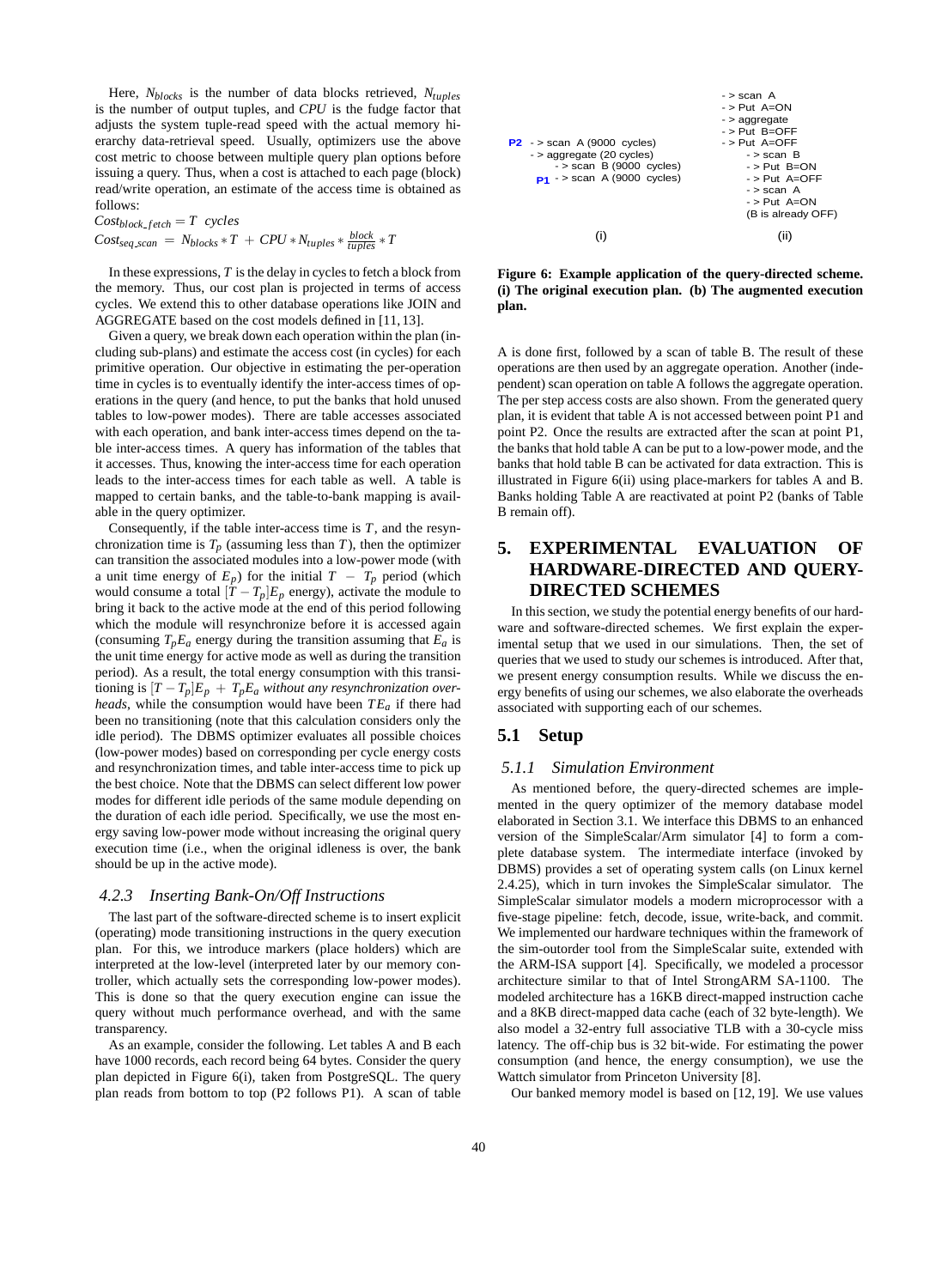Here, $N_{blocks}$ is the number of data blocks retrieved, $N_{tuples}$ is the number of output tuples, and $CPU$ is the fudge factor that adjusts the system tuple-read speed with the actual memory hierarchy data-retrieval speed. Usually, optimizers use the above cost metric to choose between multiple query plan options before issuing a query. Thus, when a cost is attached to each page (block) read/write operation, an estimate of the access time is obtained as follows:

$Cost_{block\_fetch} = T \ \ cycles$

$Cost_{seq\_scan} = N_{blocks} * T + CPU * N_{tuples} * \frac{block}{tuples} * T$

In these expressions, $T$ is the delay in cycles to fetch a block from the memory. Thus, our cost plan is projected in terms of access cycles. We extend this to other database operations like JOIN and AGGREGATE based on the cost models defined in [11, 13].

Given a query, we break down each operation within the plan (including sub-plans) and estimate the access cost (in cycles) for each primitive operation. Our objective in estimating the per-operation time in cycles is to eventually identify the inter-access times of operations in the query (and hence, to put the banks that hold unused tables to low-power modes). There are table accesses associated with each operation, and bank inter-access times depend on the table inter-access times. A query has information of the tables that it accesses. Thus, knowing the inter-access time for each operation leads to the inter-access times for each table as well. A table is mapped to certain banks, and the table-to-bank mapping is available in the query optimizer.

Consequently, if the table inter-access time is $T$, and the resynchronization time is $T_p$ (assuming less than $T$), then the optimizer can transition the associated modules into a low-power mode (with a unit time energy of $E_p$) for the initial $T - T_p$ period (which would consume a total $[T - T_p]E_p$ energy), activate the module to bring it back to the active mode at the end of this period following which the module will resynchronize before it is accessed again (consuming $T_pE_a$ energy during the transition assuming that $E_a$ is the unit time energy for active mode as well as during the transition period). As a result, the total energy consumption with this transitioning is $[T - T_p]E_p + T_pE_a$ *without any resynchronization overheads*, while the consumption would have been $TE_a$ if there had been no transitioning (note that this calculation considers only the idle period). The DBMS optimizer evaluates all possible choices (low-power modes) based on corresponding per cycle energy costs and resynchronization times, and table inter-access time to pick up the best choice. Note that the DBMS can select different low power modes for different idle periods of the same module depending on the duration of each idle period. Specifically, we use the most energy saving low-power mode without increasing the original query execution time (i.e., when the original idleness is over, the bank should be up in the active mode).

### 4.2.3 Inserting Bank-On/Off Instructions

The last part of the software-directed scheme is to insert explicit (operating) mode transitioning instructions in the query execution plan. For this, we introduce markers (place holders) which are interpreted at the low-level (interpreted later by our memory controller, which actually sets the corresponding low-power modes). This is done so that the query execution engine can issue the query without much performance overhead, and with the same transparency.

As an example, consider the following. Let tables A and B each have 1000 records, each record being 64 bytes. Consider the query plan depicted in Figure 6(i), taken from PostgreSQL. The query plan reads from bottom to top (P2 follows P1). A scan of table A is done first, followed by a scan of table B. The result of these operations are then used by an aggregate operation. Another (independent) scan operation on table A follows the aggregate operation. The per step access costs are also shown. From the generated query plan, it is evident that table A is not accessed between point P1 and point P2. Once the results are extracted after the scan at point P1, the banks that hold table A can be put to a low-power mode, and the banks that hold table B can be activated for data extraction. This is illustrated in Figure 6(ii) using place-markers for tables A and B. Banks holding Table A are reactivated at point P2 (banks of Table B remain off).

```
(i)
P2 -> scan A (9000 cycles)
   -> aggregate (20 cycles)
      -> scan B (9000 cycles)
P1    -> scan A (9000 cycles)

(ii)
-> scan A
-> Put A=ON
-> aggregate
-> Put B=OFF
-> Put A=OFF
   -> scan B
   -> Put B=ON
   -> Put A=OFF
   -> scan A
   -> Put A=ON
   (B is already OFF)
```

**Figure 6: Example application of the query-directed scheme. (i) The original execution plan. (b) The augmented execution plan.**

## 5. EXPERIMENTAL EVALUATION OF HARDWARE-DIRECTED AND QUERY-DIRECTED SCHEMES

In this section, we study the potential energy benefits of our hardware and software-directed schemes. We first explain the experimental setup that we used in our simulations. Then, the set of queries that we used to study our schemes is introduced. After that, we present energy consumption results. While we discuss the energy benefits of using our schemes, we also elaborate the overheads associated with supporting each of our schemes.

### 5.1 Setup

#### 5.1.1 Simulation Environment

As mentioned before, the query-directed schemes are implemented in the query optimizer of the memory database model elaborated in Section 3.1. We interface this DBMS to an enhanced version of the SimpleScalar/Arm simulator [4] to form a complete database system. The intermediate interface (invoked by DBMS) provides a set of operating system calls (on Linux kernel 2.4.25), which in turn invokes the SimpleScalar simulator. The SimpleScalar simulator models a modern microprocessor with a five-stage pipeline: fetch, decode, issue, write-back, and commit. We implemented our hardware techniques within the framework of the sim-outorder tool from the SimpleScalar suite, extended with the ARM-ISA support [4]. Specifically, we modeled a processor architecture similar to that of Intel StrongARM SA-1100. The modeled architecture has a 16KB direct-mapped instruction cache and a 8KB direct-mapped data cache (each of 32 byte-length). We also model a 32-entry full associative TLB with a 30-cycle miss latency. The off-chip bus is 32 bit-wide. For estimating the power consumption (and hence, the energy consumption), we use the Wattch simulator from Princeton University [8].

Our banked memory model is based on [12, 19]. We use values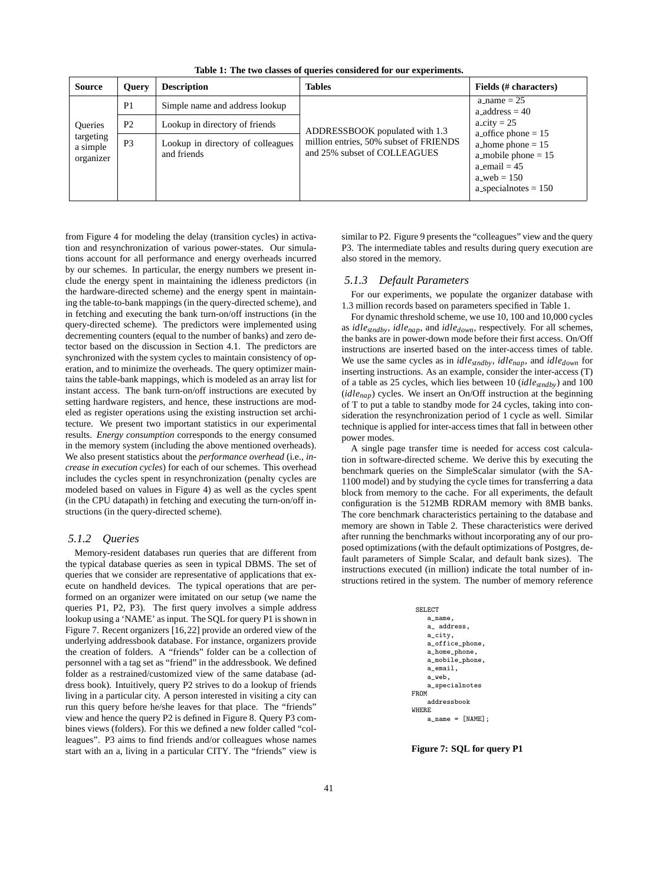**Table 1: The two classes of queries considered for our experiments.**

| Source | Query | Description | Tables | Fields (# characters) |
|---|---|---|---|---|
| Queries targeting a simple organizer | P1 | Simple name and address lookup | ADDRESSBOOK populated with 1.3 million entries, 50% subset of FRIENDS and 25% subset of COLLEAGUES | a_name = 25<br>a_address = 40<br>a_city = 25<br>a_office phone = 15<br>a_home phone = 15<br>a_mobile phone = 15<br>a_email = 45<br>a_web = 150<br>a_specialnotes = 150 |
| | P2 | Lookup in directory of friends | | |
| | P3 | Lookup in directory of colleagues and friends | | |

from Figure 4 for modeling the delay (transition cycles) in activation and resynchronization of various power-states. Our simulations account for all performance and energy overheads incurred by our schemes. In particular, the energy numbers we present include the energy spent in maintaining the idleness predictors (in the hardware-directed scheme) and the energy spent in maintaining the table-to-bank mappings (in the query-directed scheme), and in fetching and executing the bank turn-on/off instructions (in the query-directed scheme). The predictors were implemented using decrementing counters (equal to the number of banks) and zero detector based on the discussion in Section 4.1. The predictors are synchronized with the system cycles to maintain consistency of operation, and to minimize the overheads. The query optimizer maintains the table-bank mappings, which is modeled as an array list for instant access. The bank turn-on/off instructions are executed by setting hardware registers, and hence, these instructions are modeled as register operations using the existing instruction set architecture. We present two important statistics in our experimental results. *Energy consumption* corresponds to the energy consumed in the memory system (including the above mentioned overheads). We also present statistics about the *performance overhead* (i.e., *increase in execution cycles*) for each of our schemes. This overhead includes the cycles spent in resynchronization (penalty cycles are modeled based on values in Figure 4) as well as the cycles spent (in the CPU datapath) in fetching and executing the turn-on/off instructions (in the query-directed scheme).

### 5.1.2 Queries

Memory-resident databases run queries that are different from the typical database queries as seen in typical DBMS. The set of queries that we consider are representative of applications that execute on handheld devices. The typical operations that are performed on an organizer were imitated on our setup (we name the queries P1, P2, P3). The first query involves a simple address lookup using a 'NAME' as input. The SQL for query P1 is shown in Figure 7. Recent organizers [16,22] provide an ordered view of the underlying addressbook database. For instance, organizers provide the creation of folders. A "friends" folder can be a collection of personnel with a tag set as "friend" in the addressbook. We defined folder as a restrained/customized view of the same database (address book). Intuitively, query P2 strives to do a lookup of friends living in a particular city. A person interested in visiting a city can run this query before he/she leaves for that place. The "friends" view and hence the query P2 is defined in Figure 8. Query P3 combines views (folders). For this we defined a new folder called "colleagues". P3 aims to find friends and/or colleagues whose names start with an a, living in a particular CITY. The "friends" view is similar to P2. Figure 9 presents the "colleagues" view and the query P3. The intermediate tables and results during query execution are also stored in the memory.

### 5.1.3 Default Parameters

For our experiments, we populate the organizer database with 1.3 million records based on parameters specified in Table 1.

For dynamic threshold scheme, we use 10, 100 and 10,000 cycles as $idle_{stndby}$, $idle_{nap}$, and $idle_{down}$, respectively. For all schemes, the banks are in power-down mode before their first access. On/Off instructions are inserted based on the inter-access times of table. We use the same cycles as in $idle_{stndby}$, $idle_{nap}$, and $idle_{down}$ for inserting instructions. As an example, consider the inter-access (T) of a table as 25 cycles, which lies between 10 ($idle_{stndby}$) and 100 ($idle_{nap}$) cycles. We insert an On/Off instruction at the beginning of T to put a table to standby mode for 24 cycles, taking into consideration the resynchronization period of 1 cycle as well. Similar technique is applied for inter-access times that fall in between other power modes.

A single page transfer time is needed for access cost calculation in software-directed scheme. We derive this by executing the benchmark queries on the SimpleScalar simulator (with the SA-1100 model) and by studying the cycle times for transferring a data block from memory to the cache. For all experiments, the default configuration is the 512MB RDRAM memory with 8MB banks. The core benchmark characteristics pertaining to the database and memory are shown in Table 2. These characteristics were derived after running the benchmarks without incorporating any of our proposed optimizations (with the default optimizations of Postgres, default parameters of Simple Scalar, and default bank sizes). The instructions executed (in million) indicate the total number of instructions retired in the system. The number of memory reference

```
SELECT
    a_name,
    a_ address,
    a_city,
    a_office_phone,
    a_home_phone,
    a_mobile_phone,
    a_email,
    a_web,
    a_specialnotes
FROM
    addressbook
WHERE
    a_name = [NAME];
```

**Figure 7: SQL for query P1**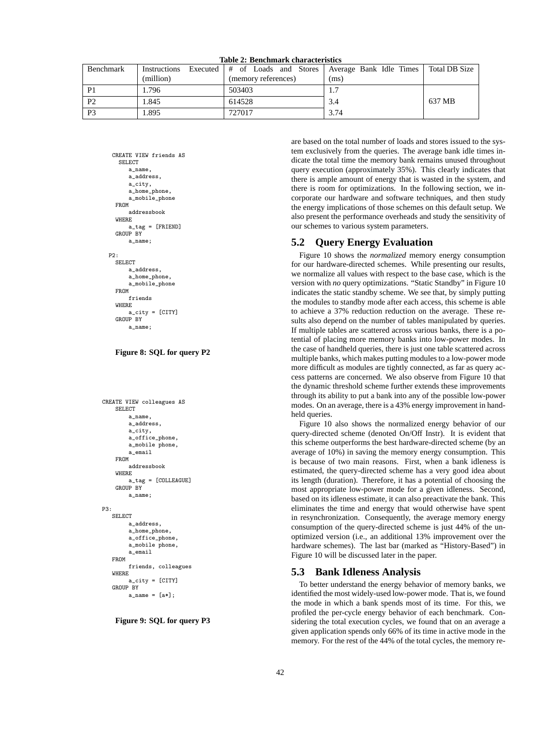**Table 2: Benchmark characteristics**

| Benchmark | Instructions Executed (million) | # of Loads and Stores (memory references) | Average Bank Idle Times (ms) | Total DB Size |
|---|---|---|---|---|
| P1 | 1.796 | 503403 | 1.7 | 637 MB |
| P2 | 1.845 | 614528 | 3.4 | |
| P3 | 1.895 | 727017 | 3.74 | |

```
CREATE VIEW friends AS
  SELECT
     a_name,
     a_address,
     a_city,
     a_home_phone,
     a_mobile_phone
 FROM
     addressbook
 WHERE
     a_tag = [FRIEND]
 GROUP BY
     a_name;

P2:
 SELECT
     a_address,
     a_home_phone,
     a_mobile_phone
 FROM
     friends
 WHERE
     a_city = [CITY]
 GROUP BY
     a_name;
```

**Figure 8: SQL for query P2**

```
CREATE VIEW colleagues AS
   SELECT
       a_name,
       a_address,
       a_city,
       a_office_phone,
       a_mobile phone,
       a_email
   FROM
       addressbook
   WHERE
       a_tag = [COLLEAGUE]
   GROUP BY
       a_name;

P3:
  SELECT
       a_address,
       a_home_phone,
       a_office_phone,
       a_mobile phone,
       a_email
  FROM
       friends, colleagues
  WHERE
       a_city = [CITY]
  GROUP BY
       a_name = [a*];
```

**Figure 9: SQL for query P3**

are based on the total number of loads and stores issued to the system exclusively from the queries. The average bank idle times indicate the total time the memory bank remains unused throughout query execution (approximately 35%). This clearly indicates that there is ample amount of energy that is wasted in the system, and there is room for optimizations. In the following section, we incorporate our hardware and software techniques, and then study the energy implications of those schemes on this default setup. We also present the performance overheads and study the sensitivity of our schemes to various system parameters.

## 5.2 Query Energy Evaluation

Figure 10 shows the *normalized* memory energy consumption for our hardware-directed schemes. While presenting our results, we normalize all values with respect to the base case, which is the version with *no* query optimizations. "Static Standby" in Figure 10 indicates the static standby scheme. We see that, by simply putting the modules to standby mode after each access, this scheme is able to achieve a 37% reduction reduction on the average. These results also depend on the number of tables manipulated by queries. If multiple tables are scattered across various banks, there is a potential of placing more memory banks into low-power modes. In the case of handheld queries, there is just one table scattered across multiple banks, which makes putting modules to a low-power mode more difficult as modules are tightly connected, as far as query access patterns are concerned. We also observe from Figure 10 that the dynamic threshold scheme further extends these improvements through its ability to put a bank into any of the possible low-power modes. On an average, there is a 43% energy improvement in handheld queries.

Figure 10 also shows the normalized energy behavior of our query-directed scheme (denoted On/Off Instr). It is evident that this scheme outperforms the best hardware-directed scheme (by an average of 10%) in saving the memory energy consumption. This is because of two main reasons. First, when a bank idleness is estimated, the query-directed scheme has a very good idea about its length (duration). Therefore, it has a potential of choosing the most appropriate low-power mode for a given idleness. Second, based on its idleness estimate, it can also preactivate the bank. This eliminates the time and energy that would otherwise have spent in resynchronization. Consequently, the average memory energy consumption of the query-directed scheme is just 44% of the unoptimized version (i.e., an additional 13% improvement over the hardware schemes). The last bar (marked as "History-Based") in Figure 10 will be discussed later in the paper.

## 5.3 Bank Idleness Analysis

To better understand the energy behavior of memory banks, we identified the most widely-used low-power mode. That is, we found the mode in which a bank spends most of its time. For this, we profiled the per-cycle energy behavior of each benchmark. Considering the total execution cycles, we found that on an average a given application spends only 66% of its time in active mode in the memory. For the rest of the 44% of the total cycles, the memory re-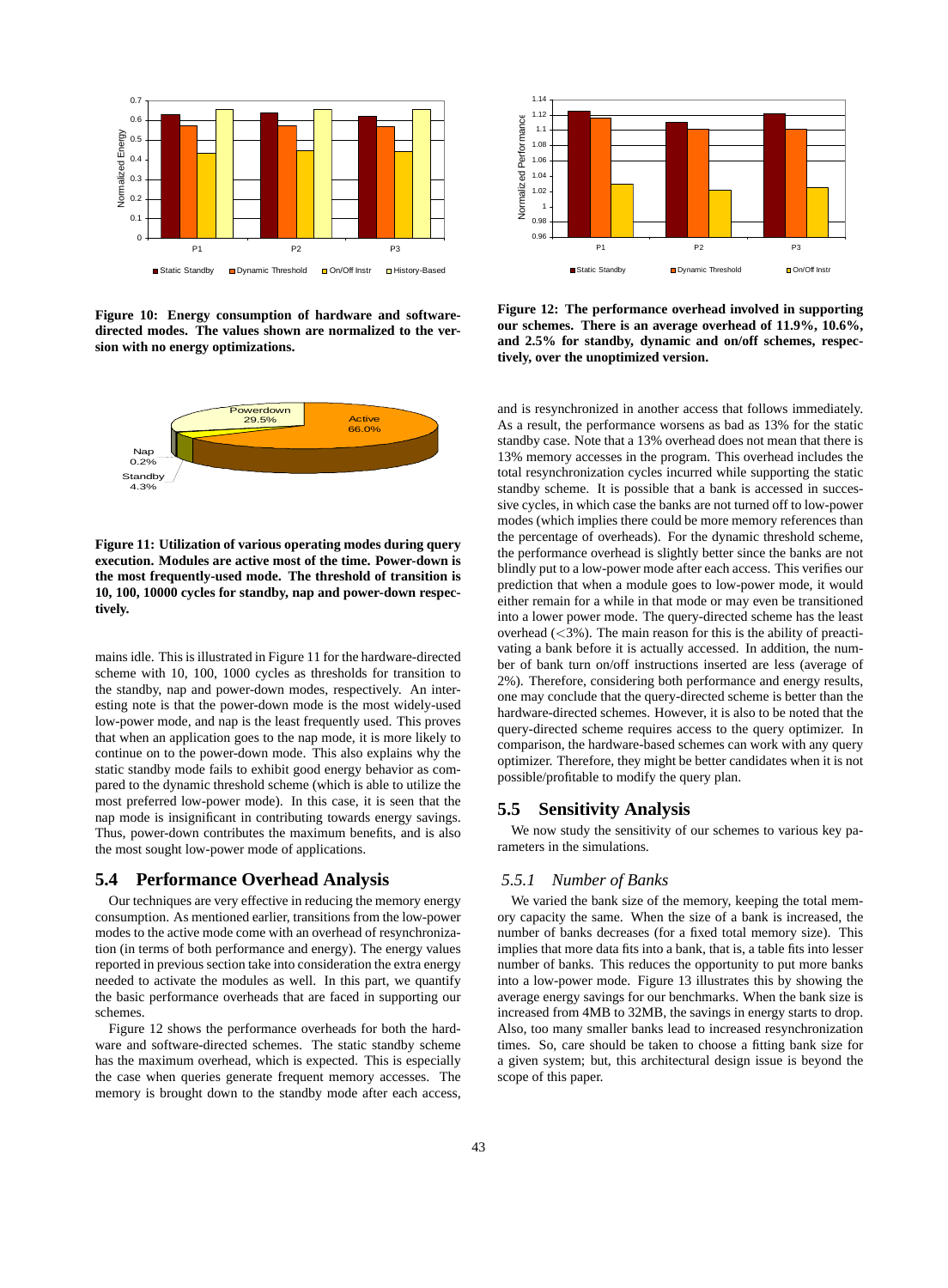0.7
0.6
0.5
0.4
0.3
0.2
0.1
0
Normalized Energy
P1
P2
P3
Static Standby
Dynamic Threshold
On/Off Instr
History-Based

**Figure 10: Energy consumption of hardware and software-directed modes. The values shown are normalized to the version with no energy optimizations.**

Powerdown
29.5%
Active
66.0%
Nap
0.2%
Standby
4.3%

**Figure 11: Utilization of various operating modes during query execution. Modules are active most of the time. Power-down is the most frequently-used mode. The threshold of transition is 10, 100, 10000 cycles for standby, nap and power-down respectively.**

mains idle. This is illustrated in Figure 11 for the hardware-directed scheme with 10, 100, 1000 cycles as thresholds for transition to the standby, nap and power-down modes, respectively. An interesting note is that the power-down mode is the most widely-used low-power mode, and nap is the least frequently used. This proves that when an application goes to the nap mode, it is more likely to continue on to the power-down mode. This also explains why the static standby mode fails to exhibit good energy behavior as compared to the dynamic threshold scheme (which is able to utilize the most preferred low-power mode). In this case, it is seen that the nap mode is insignificant in contributing towards energy savings. Thus, power-down contributes the maximum benefits, and is also the most sought low-power mode of applications.

## 5.4 Performance Overhead Analysis

Our techniques are very effective in reducing the memory energy consumption. As mentioned earlier, transitions from the low-power modes to the active mode come with an overhead of resynchronization (in terms of both performance and energy). The energy values reported in previous section take into consideration the extra energy needed to activate the modules as well. In this part, we quantify the basic performance overheads that are faced in supporting our schemes.

Figure 12 shows the performance overheads for both the hardware and software-directed schemes. The static standby scheme has the maximum overhead, which is expected. This is especially the case when queries generate frequent memory accesses. The memory is brought down to the standby mode after each access,

1.14
1.12
1.1
1.08
1.06
1.04
1.02
1
0.98
0.96
Normalized Performance
P1
P2
P3
Static Standby
Dynamic Threshold
On/Off Instr

**Figure 12: The performance overhead involved in supporting our schemes. There is an average overhead of 11.9%, 10.6%, and 2.5% for standby, dynamic and on/off schemes, respectively, over the unoptimized version.**

and is resynchronized in another access that follows immediately. As a result, the performance worsens as bad as 13% for the static standby case. Note that a 13% overhead does not mean that there is 13% memory accesses in the program. This overhead includes the total resynchronization cycles incurred while supporting the static standby scheme. It is possible that a bank is accessed in successive cycles, in which case the banks are not turned off to low-power modes (which implies there could be more memory references than the percentage of overheads). For the dynamic threshold scheme, the performance overhead is slightly better since the banks are not blindly put to a low-power mode after each access. This verifies our prediction that when a module goes to low-power mode, it would either remain for a while in that mode or may even be transitioned into a lower power mode. The query-directed scheme has the least overhead ($<$3%). The main reason for this is the ability of preactivating a bank before it is actually accessed. In addition, the number of bank turn on/off instructions inserted are less (average of 2%). Therefore, considering both performance and energy results, one may conclude that the query-directed scheme is better than the hardware-directed schemes. However, it is also to be noted that the query-directed scheme requires access to the query optimizer. In comparison, the hardware-based schemes can work with any query optimizer. Therefore, they might be better candidates when it is not possible/profitable to modify the query plan.

## 5.5 Sensitivity Analysis

We now study the sensitivity of our schemes to various key parameters in the simulations.

### *5.5.1 Number of Banks*

We varied the bank size of the memory, keeping the total memory capacity the same. When the size of a bank is increased, the number of banks decreases (for a fixed total memory size). This implies that more data fits into a bank, that is, a table fits into lesser number of banks. This reduces the opportunity to put more banks into a low-power mode. Figure 13 illustrates this by showing the average energy savings for our benchmarks. When the bank size is increased from 4MB to 32MB, the savings in energy starts to drop. Also, too many smaller banks lead to increased resynchronization times. So, care should be taken to choose a fitting bank size for a given system; but, this architectural design issue is beyond the scope of this paper.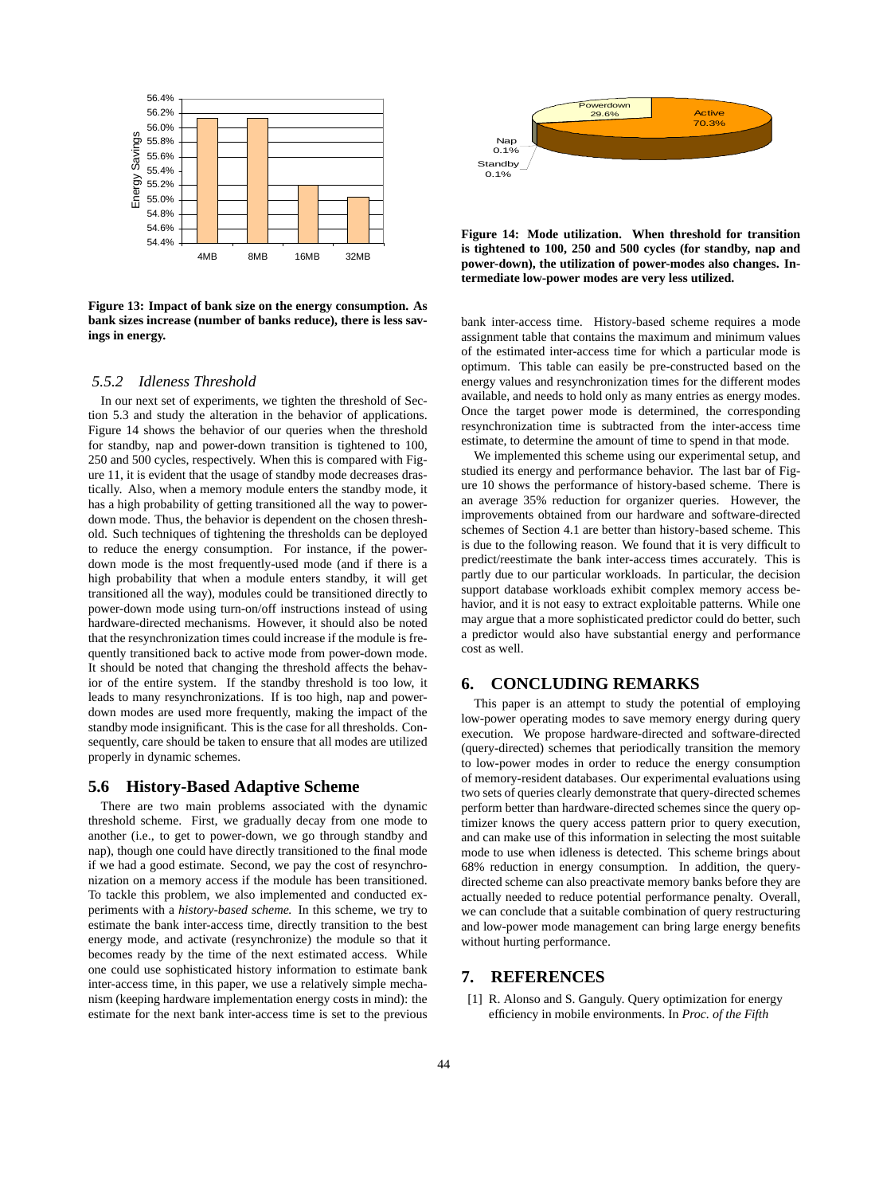56.4%
56.2%
56.0%
55.8%
55.6%
55.4%
55.2%
55.0%
54.8%
54.6%
54.4%

Energy Savings

4MB 8MB 16MB 32MB

**Figure 13: Impact of bank size on the energy consumption. As bank sizes increase (number of banks reduce), there is less savings in energy.**

Powerdown 29.6%
Active 70.3%
Nap 0.1%
Standby 0.1%

**Figure 14: Mode utilization. When threshold for transition is tightened to 100, 250 and 500 cycles (for standby, nap and power-down), the utilization of power-modes also changes. Intermediate low-power modes are very less utilized.**

### 5.5.2 Idleness Threshold

In our next set of experiments, we tighten the threshold of Section 5.3 and study the alteration in the behavior of applications. Figure 14 shows the behavior of our queries when the threshold for standby, nap and power-down transition is tightened to 100, 250 and 500 cycles, respectively. When this is compared with Figure 11, it is evident that the usage of standby mode decreases drastically. Also, when a memory module enters the standby mode, it has a high probability of getting transitioned all the way to power-down mode. Thus, the behavior is dependent on the chosen threshold. Such techniques of tightening the thresholds can be deployed to reduce the energy consumption. For instance, if the power-down mode is the most frequently-used mode (and if there is a high probability that when a module enters standby, it will get transitioned all the way), modules could be transitioned directly to power-down mode using turn-on/off instructions instead of using hardware-directed mechanisms. However, it should also be noted that the resynchronization times could increase if the module is frequently transitioned back to active mode from power-down mode. It should be noted that changing the threshold affects the behavior of the entire system. If the standby threshold is too low, it leads to many resynchronizations. If is too high, nap and power-down modes are used more frequently, making the impact of the standby mode insignificant. This is the case for all thresholds. Consequently, care should be taken to ensure that all modes are utilized properly in dynamic schemes.

## 5.6 History-Based Adaptive Scheme

There are two main problems associated with the dynamic threshold scheme. First, we gradually decay from one mode to another (i.e., to get to power-down, we go through standby and nap), though one could have directly transitioned to the final mode if we had a good estimate. Second, we pay the cost of resynchronization on a memory access if the module has been transitioned. To tackle this problem, we also implemented and conducted experiments with a *history-based scheme.* In this scheme, we try to estimate the bank inter-access time, directly transition to the best energy mode, and activate (resynchronize) the module so that it becomes ready by the time of the next estimated access. While one could use sophisticated history information to estimate bank inter-access time, in this paper, we use a relatively simple mechanism (keeping hardware implementation energy costs in mind): the estimate for the next bank inter-access time is set to the previous bank inter-access time. History-based scheme requires a mode assignment table that contains the maximum and minimum values of the estimated inter-access time for which a particular mode is optimum. This table can easily be pre-constructed based on the energy values and resynchronization times for the different modes available, and needs to hold only as many entries as energy modes. Once the target power mode is determined, the corresponding resynchronization time is subtracted from the inter-access time estimate, to determine the amount of time to spend in that mode.

We implemented this scheme using our experimental setup, and studied its energy and performance behavior. The last bar of Figure 10 shows the performance of history-based scheme. There is an average 35% reduction for organizer queries. However, the improvements obtained from our hardware and software-directed schemes of Section 4.1 are better than history-based scheme. This is due to the following reason. We found that it is very difficult to predict/reestimate the bank inter-access times accurately. This is partly due to our particular workloads. In particular, the decision support database workloads exhibit complex memory access behavior, and it is not easy to extract exploitable patterns. While one may argue that a more sophisticated predictor could do better, such a predictor would also have substantial energy and performance cost as well.

## 6. CONCLUDING REMARKS

This paper is an attempt to study the potential of employing low-power operating modes to save memory energy during query execution. We propose hardware-directed and software-directed (query-directed) schemes that periodically transition the memory to low-power modes in order to reduce the energy consumption of memory-resident databases. Our experimental evaluations using two sets of queries clearly demonstrate that query-directed schemes perform better than hardware-directed schemes since the query optimizer knows the query access pattern prior to query execution, and can make use of this information in selecting the most suitable mode to use when idleness is detected. This scheme brings about 68% reduction in energy consumption. In addition, the query-directed scheme can also preactivate memory banks before they are actually needed to reduce potential performance penalty. Overall, we can conclude that a suitable combination of query restructuring and low-power mode management can bring large energy benefits without hurting performance.

## 7. REFERENCES

[1] R. Alonso and S. Ganguly. Query optimization for energy efficiency in mobile environments. In *Proc. of the Fifth*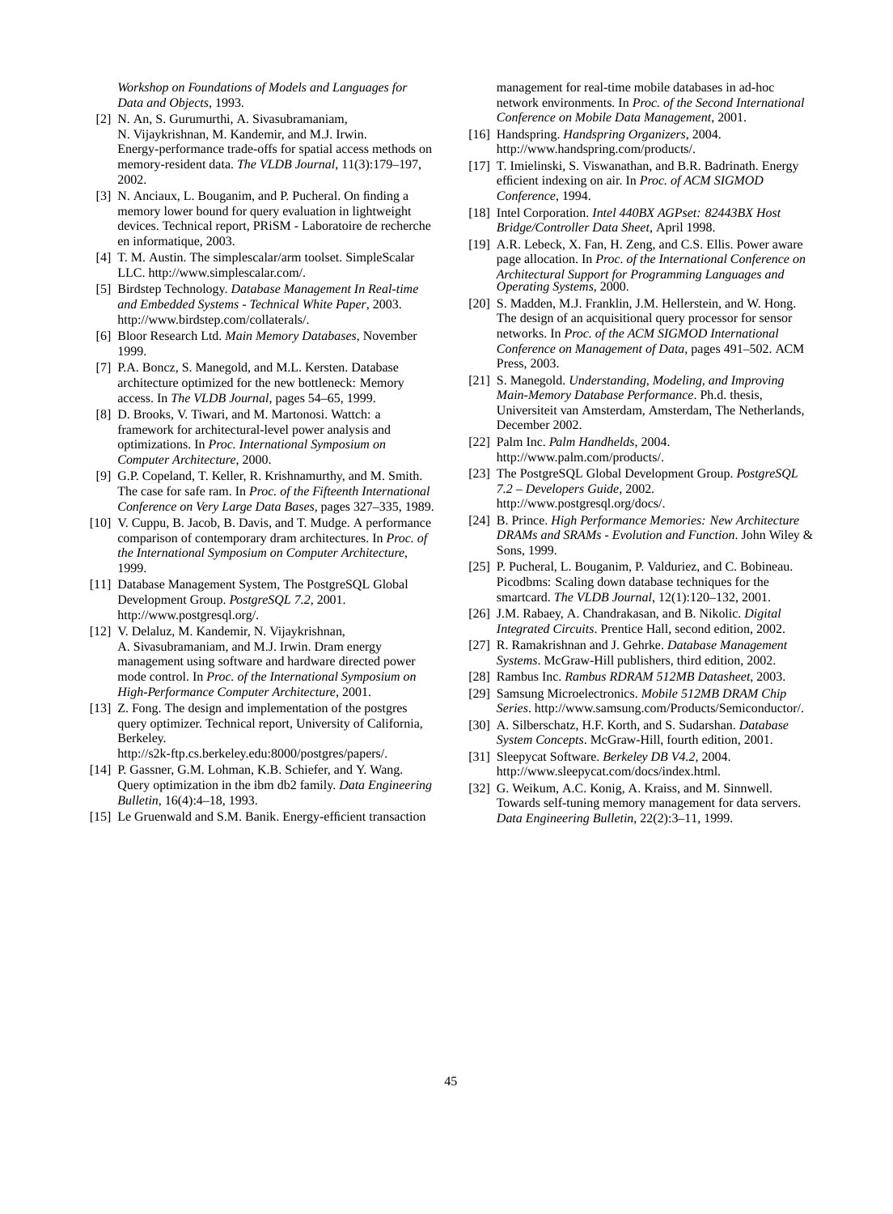*Workshop on Foundations of Models and Languages for Data and Objects*, 1993.

[2] N. An, S. Gurumurthi, A. Sivasubramaniam, N. Vijaykrishnan, M. Kandemir, and M.J. Irwin. Energy-performance trade-offs for spatial access methods on memory-resident data. *The VLDB Journal*, 11(3):179–197, 2002.

[3] N. Anciaux, L. Bouganim, and P. Pucheral. On finding a memory lower bound for query evaluation in lightweight devices. Technical report, PRiSM - Laboratoire de recherche en informatique, 2003.

[4] T. M. Austin. The simplescalar/arm toolset. SimpleScalar LLC. http://www.simplescalar.com/.

[5] Birdstep Technology. *Database Management In Real-time and Embedded Systems - Technical White Paper*, 2003. http://www.birdstep.com/collaterals/.

[6] Bloor Research Ltd. *Main Memory Databases*, November 1999.

[7] P.A. Boncz, S. Manegold, and M.L. Kersten. Database architecture optimized for the new bottleneck: Memory access. In *The VLDB Journal*, pages 54–65, 1999.

[8] D. Brooks, V. Tiwari, and M. Martonosi. Wattch: a framework for architectural-level power analysis and optimizations. In *Proc. International Symposium on Computer Architecture*, 2000.

[9] G.P. Copeland, T. Keller, R. Krishnamurthy, and M. Smith. The case for safe ram. In *Proc. of the Fifteenth International Conference on Very Large Data Bases*, pages 327–335, 1989.

[10] V. Cuppu, B. Jacob, B. Davis, and T. Mudge. A performance comparison of contemporary dram architectures. In *Proc. of the International Symposium on Computer Architecture*, 1999.

[11] Database Management System, The PostgreSQL Global Development Group. *PostgreSQL 7.2*, 2001. http://www.postgresql.org/.

[12] V. Delaluz, M. Kandemir, N. Vijaykrishnan, A. Sivasubramaniam, and M.J. Irwin. Dram energy management using software and hardware directed power mode control. In *Proc. of the International Symposium on High-Performance Computer Architecture*, 2001.

[13] Z. Fong. The design and implementation of the postgres query optimizer. Technical report, University of California, Berkeley. http://s2k-ftp.cs.berkeley.edu:8000/postgres/papers/.

[14] P. Gassner, G.M. Lohman, K.B. Schiefer, and Y. Wang. Query optimization in the ibm db2 family. *Data Engineering Bulletin*, 16(4):4–18, 1993.

[15] Le Gruenwald and S.M. Banik. Energy-efficient transaction management for real-time mobile databases in ad-hoc network environments. In *Proc. of the Second International Conference on Mobile Data Management*, 2001.

[16] Handspring. *Handspring Organizers*, 2004. http://www.handspring.com/products/.

[17] T. Imielinski, S. Viswanathan, and B.R. Badrinath. Energy efficient indexing on air. In *Proc. of ACM SIGMOD Conference*, 1994.

[18] Intel Corporation. *Intel 440BX AGPset: 82443BX Host Bridge/Controller Data Sheet*, April 1998.

[19] A.R. Lebeck, X. Fan, H. Zeng, and C.S. Ellis. Power aware page allocation. In *Proc. of the International Conference on Architectural Support for Programming Languages and Operating Systems*, 2000.

[20] S. Madden, M.J. Franklin, J.M. Hellerstein, and W. Hong. The design of an acquisitional query processor for sensor networks. In *Proc. of the ACM SIGMOD International Conference on Management of Data*, pages 491–502. ACM Press, 2003.

[21] S. Manegold. *Understanding, Modeling, and Improving Main-Memory Database Performance*. Ph.d. thesis, Universiteit van Amsterdam, Amsterdam, The Netherlands, December 2002.

[22] Palm Inc. *Palm Handhelds*, 2004. http://www.palm.com/products/.

[23] The PostgreSQL Global Development Group. *PostgreSQL 7.2 – Developers Guide*, 2002. http://www.postgresql.org/docs/.

[24] B. Prince. *High Performance Memories: New Architecture DRAMs and SRAMs - Evolution and Function*. John Wiley & Sons, 1999.

[25] P. Pucheral, L. Bouganim, P. Valduriez, and C. Bobineau. Picodbms: Scaling down database techniques for the smartcard. *The VLDB Journal*, 12(1):120–132, 2001.

[26] J.M. Rabaey, A. Chandrakasan, and B. Nikolic. *Digital Integrated Circuits*. Prentice Hall, second edition, 2002.

[27] R. Ramakrishnan and J. Gehrke. *Database Management Systems*. McGraw-Hill publishers, third edition, 2002.

[28] Rambus Inc. *Rambus RDRAM 512MB Datasheet*, 2003.

[29] Samsung Microelectronics. *Mobile 512MB DRAM Chip Series*. http://www.samsung.com/Products/Semiconductor/.

[30] A. Silberschatz, H.F. Korth, and S. Sudarshan. *Database System Concepts*. McGraw-Hill, fourth edition, 2001.

[31] Sleepycat Software. *Berkeley DB V4.2*, 2004. http://www.sleepycat.com/docs/index.html.

[32] G. Weikum, A.C. Konig, A. Kraiss, and M. Sinnwell. Towards self-tuning memory management for data servers. *Data Engineering Bulletin*, 22(2):3–11, 1999.